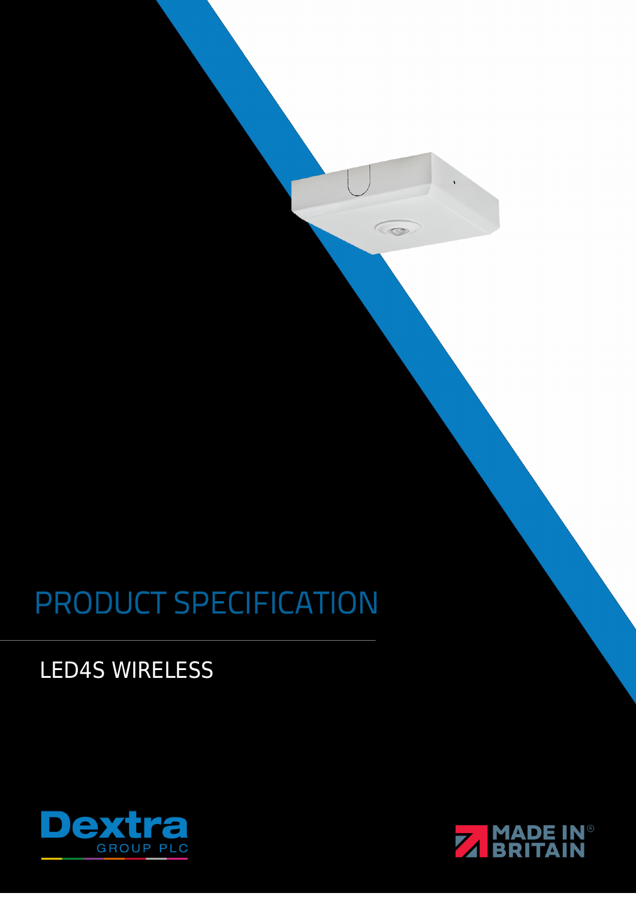# PRODUCT SPECIFICATION

## LED4S WIRELESS

Dextra GROUP PLC

MADE IN BRITAIN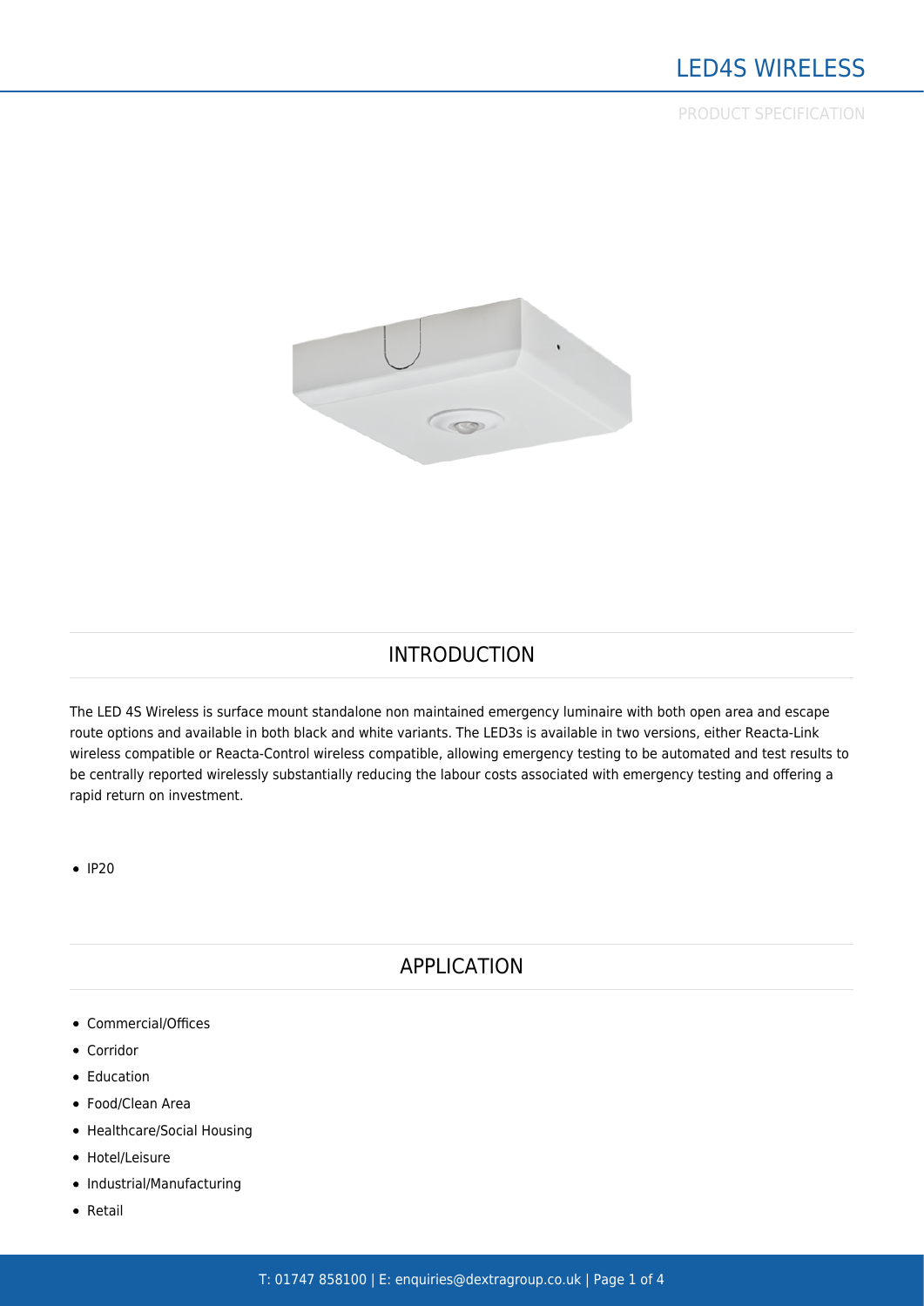# LED4S WIRELESS

PRODUCT SPECIFICATION

## INTRODUCTION

The LED 4S Wireless is surface mount standalone non maintained emergency luminaire with both open area and escape route options and available in both black and white variants. The LED3s is available in two versions, either Reacta-Link wireless compatible or Reacta-Control wireless compatible, allowing emergency testing to be automated and test results to be centrally reported wirelessly substantially reducing the labour costs associated with emergency testing and offering a rapid return on investment.

- IP20

## APPLICATION

- Commercial/Offices
- Corridor
- Education
- Food/Clean Area
- Healthcare/Social Housing
- Hotel/Leisure
- Industrial/Manufacturing
- Retail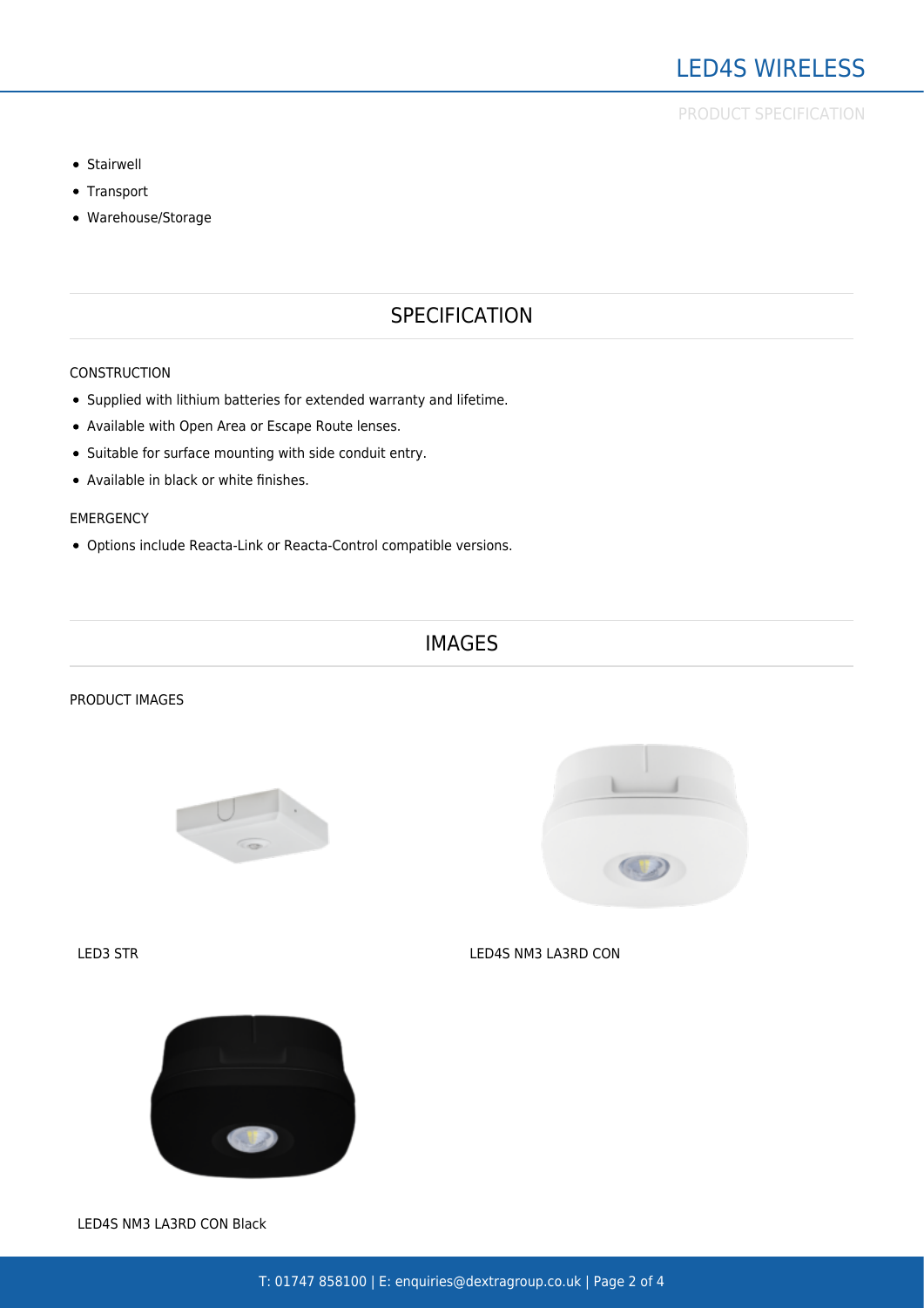- Stairwell
- Transport
- Warehouse/Storage

## SPECIFICATION

### CONSTRUCTION

- Supplied with lithium batteries for extended warranty and lifetime.
- Available with Open Area or Escape Route lenses.
- Suitable for surface mounting with side conduit entry.
- Available in black or white finishes.

### EMERGENCY

- Options include Reacta-Link or Reacta-Control compatible versions.

## IMAGES

### PRODUCT IMAGES

LED3 STR

LED4S NM3 LA3RD CON

LED4S NM3 LA3RD CON Black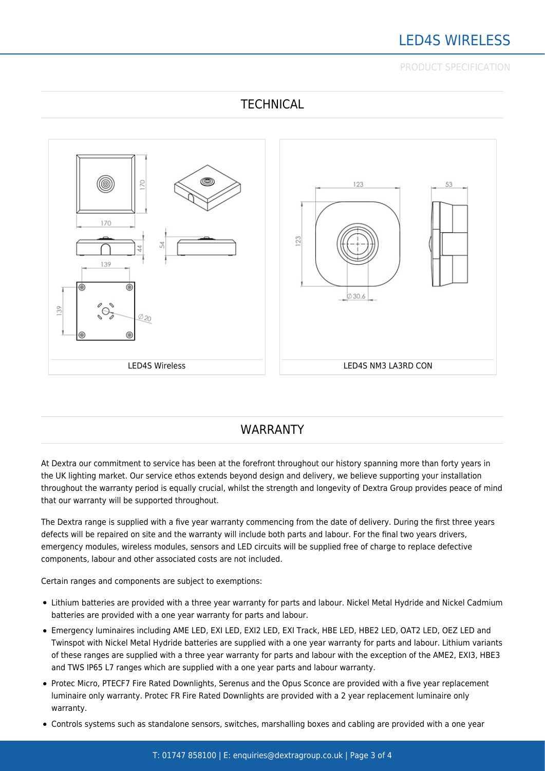## TECHNICAL

LED4S Wireless

LED4S NM3 LA3RD CON

## WARRANTY

At Dextra our commitment to service has been at the forefront throughout our history spanning more than forty years in the UK lighting market. Our service ethos extends beyond design and delivery, we believe supporting your installation throughout the warranty period is equally crucial, whilst the strength and longevity of Dextra Group provides peace of mind that our warranty will be supported throughout.

The Dextra range is supplied with a five year warranty commencing from the date of delivery. During the first three years defects will be repaired on site and the warranty will include both parts and labour. For the final two years drivers, emergency modules, wireless modules, sensors and LED circuits will be supplied free of charge to replace defective components, labour and other associated costs are not included.

Certain ranges and components are subject to exemptions:

- Lithium batteries are provided with a three year warranty for parts and labour. Nickel Metal Hydride and Nickel Cadmium batteries are provided with a one year warranty for parts and labour.
- Emergency luminaires including AME LED, EXI LED, EXI2 LED, EXI Track, HBE LED, HBE2 LED, OAT2 LED, OEZ LED and Twinspot with Nickel Metal Hydride batteries are supplied with a one year warranty for parts and labour. Lithium variants of these ranges are supplied with a three year warranty for parts and labour with the exception of the AME2, EXI3, HBE3 and TWS IP65 L7 ranges which are supplied with a one year parts and labour warranty.
- Protec Micro, PTECF7 Fire Rated Downlights, Serenus and the Opus Sconce are provided with a five year replacement luminaire only warranty. Protec FR Fire Rated Downlights are provided with a 2 year replacement luminaire only warranty.
- Controls systems such as standalone sensors, switches, marshalling boxes and cabling are provided with a one year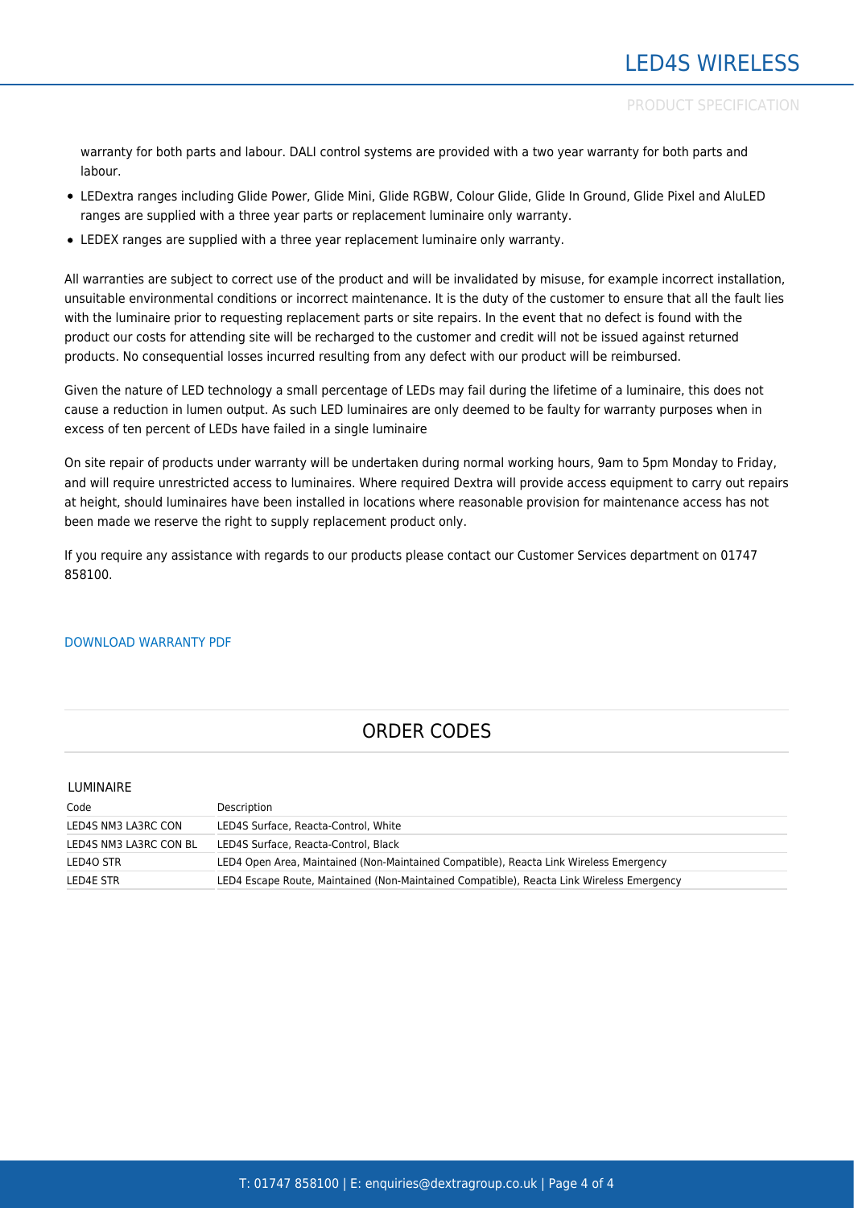warranty for both parts and labour. DALI control systems are provided with a two year warranty for both parts and labour.

- LEDextra ranges including Glide Power, Glide Mini, Glide RGBW, Colour Glide, Glide In Ground, Glide Pixel and AluLED ranges are supplied with a three year parts or replacement luminaire only warranty.
- LEDEX ranges are supplied with a three year replacement luminaire only warranty.

All warranties are subject to correct use of the product and will be invalidated by misuse, for example incorrect installation, unsuitable environmental conditions or incorrect maintenance. It is the duty of the customer to ensure that all the fault lies with the luminaire prior to requesting replacement parts or site repairs. In the event that no defect is found with the product our costs for attending site will be recharged to the customer and credit will not be issued against returned products. No consequential losses incurred resulting from any defect with our product will be reimbursed.

Given the nature of LED technology a small percentage of LEDs may fail during the lifetime of a luminaire, this does not cause a reduction in lumen output. As such LED luminaires are only deemed to be faulty for warranty purposes when in excess of ten percent of LEDs have failed in a single luminaire

On site repair of products under warranty will be undertaken during normal working hours, 9am to 5pm Monday to Friday, and will require unrestricted access to luminaires. Where required Dextra will provide access equipment to carry out repairs at height, should luminaires have been installed in locations where reasonable provision for maintenance access has not been made we reserve the right to supply replacement product only.

If you require any assistance with regards to our products please contact our Customer Services department on 01747 858100.

DOWNLOAD WARRANTY PDF

## ORDER CODES

LUMINAIRE

| Code | Description |
|---|---|
| LED4S NM3 LA3RC CON | LED4S Surface, Reacta-Control, White |
| LED4S NM3 LA3RC CON BL | LED4S Surface, Reacta-Control, Black |
| LED4O STR | LED4 Open Area, Maintained (Non-Maintained Compatible), Reacta Link Wireless Emergency |
| LED4E STR | LED4 Escape Route, Maintained (Non-Maintained Compatible), Reacta Link Wireless Emergency |